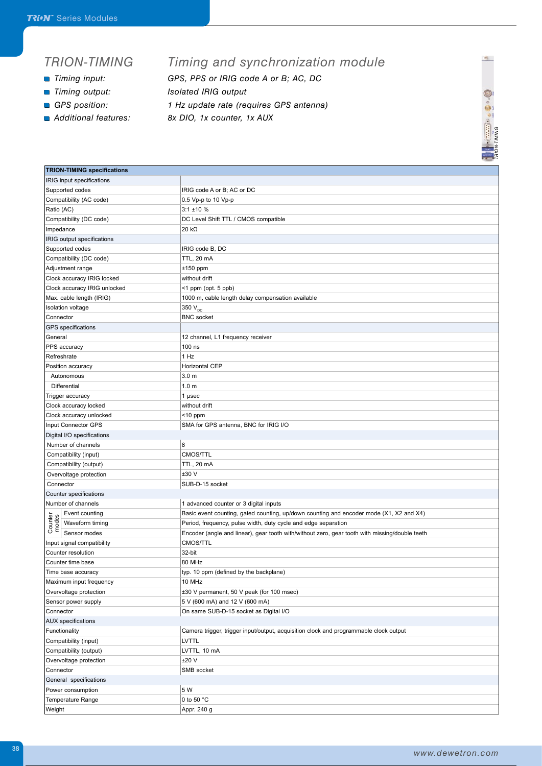# TRION-TIMING — Timing and synchronization module

- *Timing input:* *GPS, PPS or IRIG code A or B; AC, DC*
- *Timing output:* *Isolated IRIG output*
- *GPS position:* *1 Hz update rate (requires GPS antenna)*
- *Additional features:* *8x DIO, 1x counter, 1x AUX*

| **TRION-TIMING specifications** | |
|---|---|
| IRIG input specifications | |
| Supported codes | IRIG code A or B; AC or DC |
| Compatibility (AC code) | 0.5 Vp-p to 10 Vp-p |
| Ratio (AC) | 3:1 ±10 % |
| Compatibility (DC code) | DC Level Shift TTL / CMOS compatible |
| Impedance | 20 kΩ |
| IRIG output specifications | |
| Supported codes | IRIG code B, DC |
| Compatibility (DC code) | TTL, 20 mA |
| Adjustment range | ±150 ppm |
| Clock accuracy IRIG locked | without drift |
| Clock accuracy IRIG unlocked | <1 ppm (opt. 5 ppb) |
| Max. cable length (IRIG) | 1000 m, cable length delay compensation available |
| Isolation voltage | 350 $V_{DC}$ |
| Connector | BNC socket |
| GPS specifications | |
| General | 12 channel, L1 frequency receiver |
| PPS accuracy | 100 ns |
| Refreshrate | 1 Hz |
| Position accuracy | Horizontal CEP |
| Autonomous | 3.0 m |
| Differential | 1.0 m |
| Trigger accuracy | 1 µsec |
| Clock accuracy locked | without drift |
| Clock accuracy unlocked | <10 ppm |
| Input Connector GPS | SMA for GPS antenna, BNC for IRIG I/O |
| Digital I/O specifications | |
| Number of channels | 8 |
| Compatibility (input) | CMOS/TTL |
| Compatibility (output) | TTL, 20 mA |
| Overvoltage protection | ±30 V |
| Connector | SUB-D-15 socket |
| Counter specifications | |
| Number of channels | 1 advanced counter or 3 digital inputs |
| Counter modes: Event counting | Basic event counting, gated counting, up/down counting and encoder mode (X1, X2 and X4) |
| Counter modes: Waveform timing | Period, frequency, pulse width, duty cycle and edge separation |
| Counter modes: Sensor modes | Encoder (angle and linear), gear tooth with/without zero, gear tooth with missing/double teeth |
| Input signal compatibility | CMOS/TTL |
| Counter resolution | 32-bit |
| Counter time base | 80 MHz |
| Time base accuracy | typ. 10 ppm (defined by the backplane) |
| Maximum input frequency | 10 MHz |
| Overvoltage protection | ±30 V permanent, 50 V peak (for 100 msec) |
| Sensor power supply | 5 V (600 mA) and 12 V (600 mA) |
| Connector | On same SUB-D-15 socket as Digital I/O |
| AUX specifications | |
| Functionality | Camera trigger, trigger input/output, acquisition clock and programmable clock output |
| Compatibility (input) | LVTTL |
| Compatibility (output) | LVTTL, 10 mA |
| Overvoltage protection | ±20 V |
| Connector | SMB socket |
| General specifications | |
| Power consumption | 5 W |
| Temperature Range | 0 to 50 °C |
| Weight | Appr. 240 g |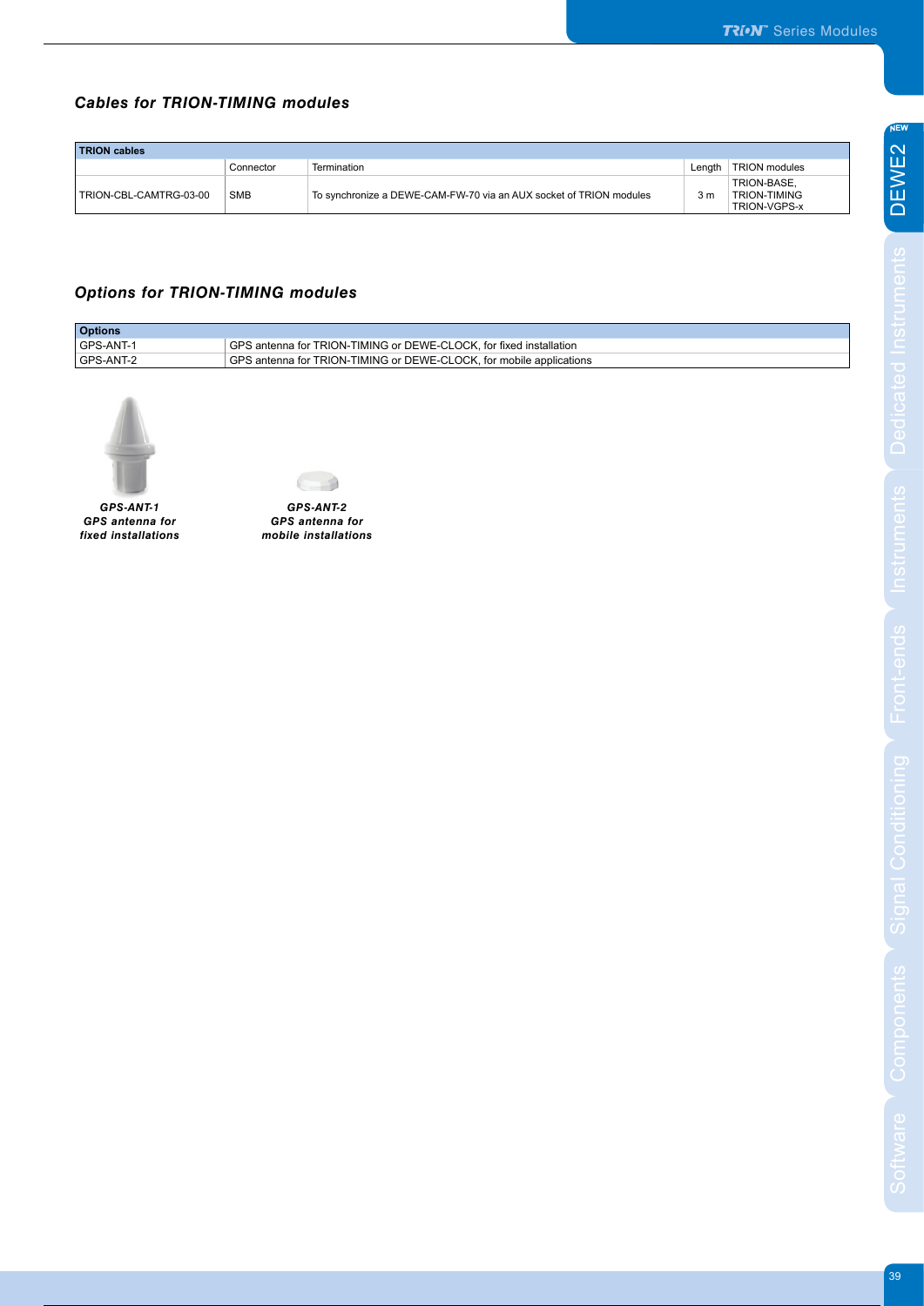## Cables for TRION-TIMING modules

| TRION cables | | | | |
|---|---|---|---|---|
| | Connector | Termination | Length | TRION modules |
| TRION-CBL-CAMTRG-03-00 | SMB | To synchronize a DEWE-CAM-FW-70 via an AUX socket of TRION modules | 3 m | TRION-BASE, TRION-TIMING TRION-VGPS-x |

## Options for TRION-TIMING modules

| Options | |
|---|---|
| GPS-ANT-1 | GPS antenna for TRION-TIMING or DEWE-CLOCK, for fixed installation |
| GPS-ANT-2 | GPS antenna for TRION-TIMING or DEWE-CLOCK, for mobile applications |

***GPS-ANT-1***
***GPS antenna for fixed installations***

***GPS-ANT-2***
***GPS antenna for mobile installations***